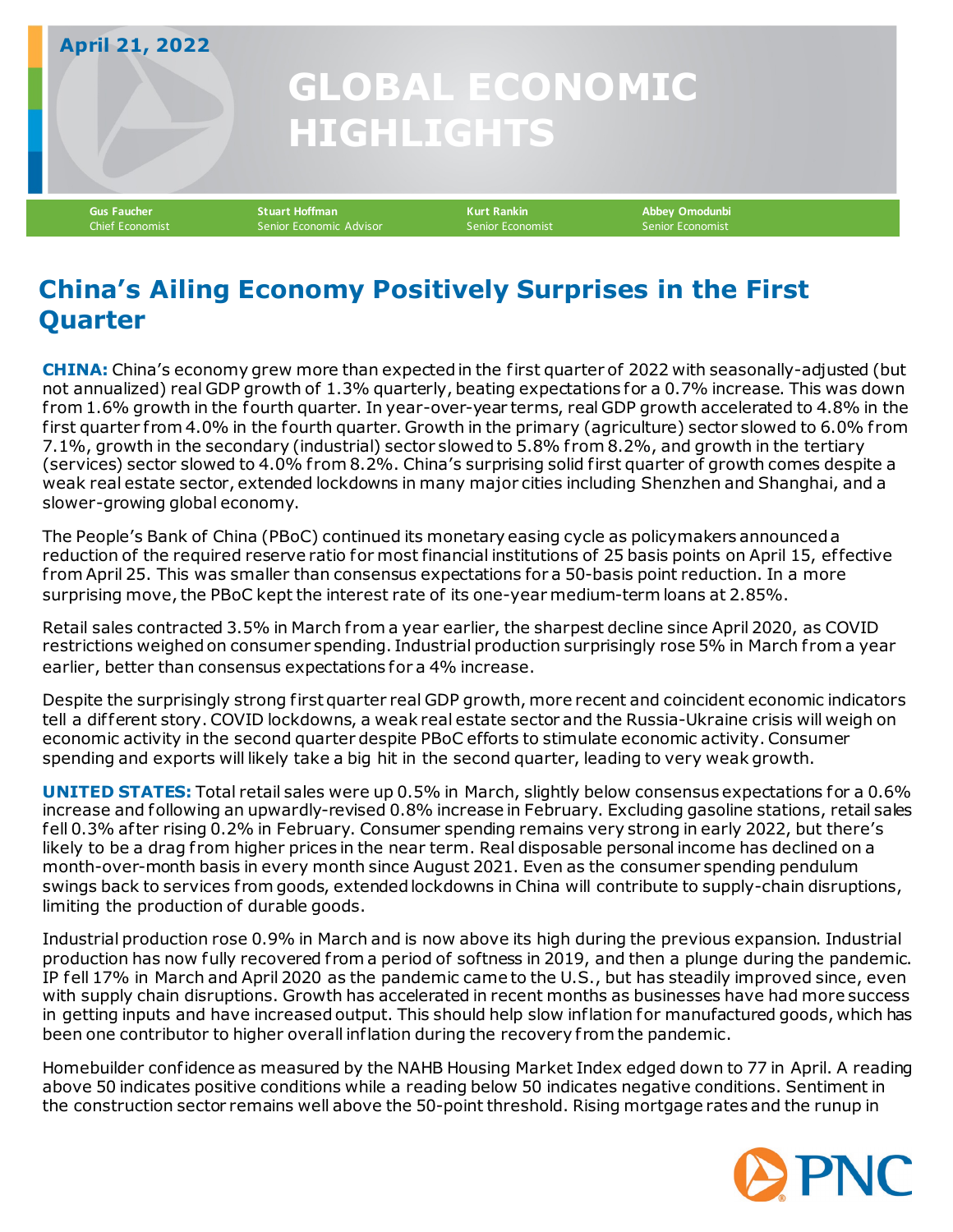April 21, 2022

# GLOBAL ECONOMIC HIGHLIGHTS

**Gus Faucher**
Chief Economist

**Stuart Hoffman**
Senior Economic Advisor

**Kurt Rankin**
Senior Economist

**Abbey Omodunbi**
Senior Economist

## China's Ailing Economy Positively Surprises in the First Quarter

**CHINA:** China's economy grew more than expected in the first quarter of 2022 with seasonally-adjusted (but not annualized) real GDP growth of 1.3% quarterly, beating expectations for a 0.7% increase. This was down from 1.6% growth in the fourth quarter. In year-over-year terms, real GDP growth accelerated to 4.8% in the first quarter from 4.0% in the fourth quarter. Growth in the primary (agriculture) sector slowed to 6.0% from 7.1%, growth in the secondary (industrial) sector slowed to 5.8% from 8.2%, and growth in the tertiary (services) sector slowed to 4.0% from 8.2%. China's surprising solid first quarter of growth comes despite a weak real estate sector, extended lockdowns in many major cities including Shenzhen and Shanghai, and a slower-growing global economy.

The People's Bank of China (PBoC) continued its monetary easing cycle as policymakers announced a reduction of the required reserve ratio for most financial institutions of 25 basis points on April 15, effective from April 25. This was smaller than consensus expectations for a 50-basis point reduction. In a more surprising move, the PBoC kept the interest rate of its one-year medium-term loans at 2.85%.

Retail sales contracted 3.5% in March from a year earlier, the sharpest decline since April 2020, as COVID restrictions weighed on consumer spending. Industrial production surprisingly rose 5% in March from a year earlier, better than consensus expectations for a 4% increase.

Despite the surprisingly strong first quarter real GDP growth, more recent and coincident economic indicators tell a different story. COVID lockdowns, a weak real estate sector and the Russia-Ukraine crisis will weigh on economic activity in the second quarter despite PBoC efforts to stimulate economic activity. Consumer spending and exports will likely take a big hit in the second quarter, leading to very weak growth.

**UNITED STATES:** Total retail sales were up 0.5% in March, slightly below consensus expectations for a 0.6% increase and following an upwardly-revised 0.8% increase in February. Excluding gasoline stations, retail sales fell 0.3% after rising 0.2% in February. Consumer spending remains very strong in early 2022, but there's likely to be a drag from higher prices in the near term. Real disposable personal income has declined on a month-over-month basis in every month since August 2021. Even as the consumer spending pendulum swings back to services from goods, extended lockdowns in China will contribute to supply-chain disruptions, limiting the production of durable goods.

Industrial production rose 0.9% in March and is now above its high during the previous expansion. Industrial production has now fully recovered from a period of softness in 2019, and then a plunge during the pandemic. IP fell 17% in March and April 2020 as the pandemic came to the U.S., but has steadily improved since, even with supply chain disruptions. Growth has accelerated in recent months as businesses have had more success in getting inputs and have increased output. This should help slow inflation for manufactured goods, which has been one contributor to higher overall inflation during the recovery from the pandemic.

Homebuilder confidence as measured by the NAHB Housing Market Index edged down to 77 in April. A reading above 50 indicates positive conditions while a reading below 50 indicates negative conditions. Sentiment in the construction sector remains well above the 50-point threshold. Rising mortgage rates and the runup in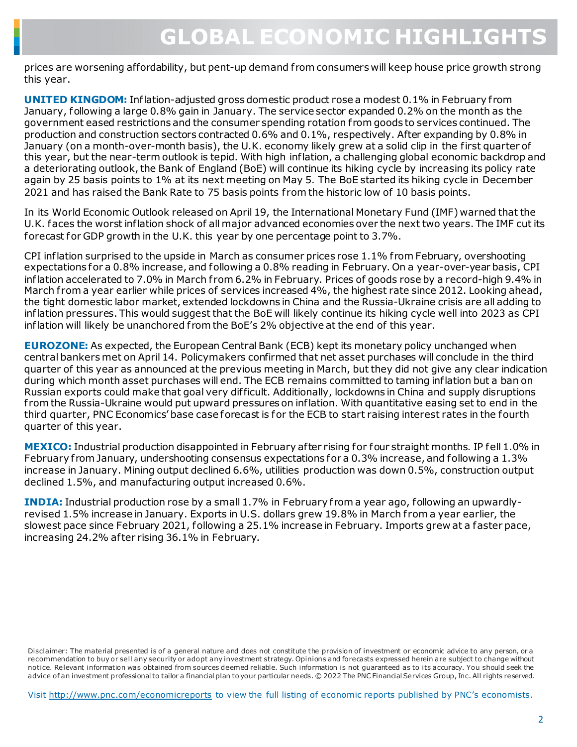prices are worsening affordability, but pent-up demand from consumers will keep house price growth strong this year.

**UNITED KINGDOM:** Inflation-adjusted gross domestic product rose a modest 0.1% in February from January, following a large 0.8% gain in January. The service sector expanded 0.2% on the month as the government eased restrictions and the consumer spending rotation from goods to services continued. The production and construction sectors contracted 0.6% and 0.1%, respectively. After expanding by 0.8% in January (on a month-over-month basis), the U.K. economy likely grew at a solid clip in the first quarter of this year, but the near-term outlook is tepid. With high inflation, a challenging global economic backdrop and a deteriorating outlook, the Bank of England (BoE) will continue its hiking cycle by increasing its policy rate again by 25 basis points to 1% at its next meeting on May 5. The BoE started its hiking cycle in December 2021 and has raised the Bank Rate to 75 basis points from the historic low of 10 basis points.

In its World Economic Outlook released on April 19, the International Monetary Fund (IMF) warned that the U.K. faces the worst inflation shock of all major advanced economies over the next two years. The IMF cut its forecast for GDP growth in the U.K. this year by one percentage point to 3.7%.

CPI inflation surprised to the upside in March as consumer prices rose 1.1% from February, overshooting expectations for a 0.8% increase, and following a 0.8% reading in February. On a year-over-year basis, CPI inflation accelerated to 7.0% in March from 6.2% in February. Prices of goods rose by a record-high 9.4% in March from a year earlier while prices of services increased 4%, the highest rate since 2012. Looking ahead, the tight domestic labor market, extended lockdowns in China and the Russia-Ukraine crisis are all adding to inflation pressures. This would suggest that the BoE will likely continue its hiking cycle well into 2023 as CPI inflation will likely be unanchored from the BoE's 2% objective at the end of this year.

**EUROZONE:** As expected, the European Central Bank (ECB) kept its monetary policy unchanged when central bankers met on April 14. Policymakers confirmed that net asset purchases will conclude in the third quarter of this year as announced at the previous meeting in March, but they did not give any clear indication during which month asset purchases will end. The ECB remains committed to taming inflation but a ban on Russian exports could make that goal very difficult. Additionally, lockdowns in China and supply disruptions from the Russia-Ukraine would put upward pressures on inflation. With quantitative easing set to end in the third quarter, PNC Economics' base case forecast is for the ECB to start raising interest rates in the fourth quarter of this year.

**MEXICO:** Industrial production disappointed in February after rising for four straight months. IP fell 1.0% in February from January, undershooting consensus expectations for a 0.3% increase, and following a 1.3% increase in January. Mining output declined 6.6%, utilities production was down 0.5%, construction output declined 1.5%, and manufacturing output increased 0.6%.

**INDIA:** Industrial production rose by a small 1.7% in February from a year ago, following an upwardly-revised 1.5% increase in January. Exports in U.S. dollars grew 19.8% in March from a year earlier, the slowest pace since February 2021, following a 25.1% increase in February. Imports grew at a faster pace, increasing 24.2% after rising 36.1% in February.

Disclaimer: The material presented is of a general nature and does not constitute the provision of investment or economic advice to any person, or a recommendation to buy or sell any security or adopt any investment strategy. Opinions and forecasts expressed herein are subject to change without notice. Relevant information was obtained from sources deemed reliable. Such information is not guaranteed as to its accuracy. You should seek the advice of an investment professional to tailor a financial plan to your particular needs. © 2022 The PNC Financial Services Group, Inc. All rights reserved.

Visit http://www.pnc.com/economicreports to view the full listing of economic reports published by PNC's economists.